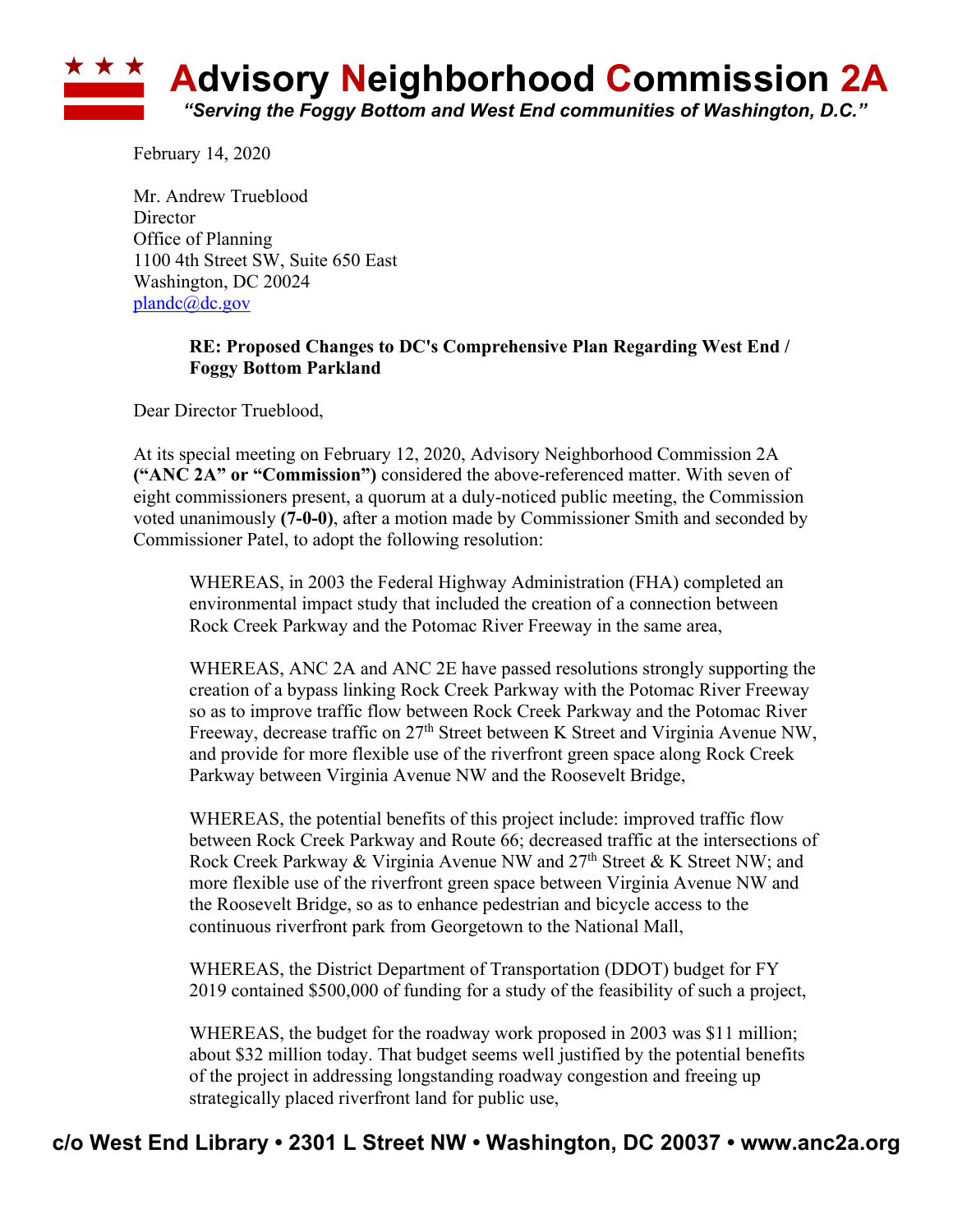# Advisory Neighborhood Commission 2A

*"Serving the Foggy Bottom and West End communities of Washington, D.C."*

February 14, 2020

Mr. Andrew Trueblood
Director
Office of Planning
1100 4th Street SW, Suite 650 East
Washington, DC 20024
plandc@dc.gov

**RE: Proposed Changes to DC's Comprehensive Plan Regarding West End / Foggy Bottom Parkland**

Dear Director Trueblood,

At its special meeting on February 12, 2020, Advisory Neighborhood Commission 2A **("ANC 2A" or "Commission")** considered the above-referenced matter. With seven of eight commissioners present, a quorum at a duly-noticed public meeting, the Commission voted unanimously **(7-0-0)**, after a motion made by Commissioner Smith and seconded by Commissioner Patel, to adopt the following resolution:

> WHEREAS, in 2003 the Federal Highway Administration (FHA) completed an environmental impact study that included the creation of a connection between Rock Creek Parkway and the Potomac River Freeway in the same area,
>
> WHEREAS, ANC 2A and ANC 2E have passed resolutions strongly supporting the creation of a bypass linking Rock Creek Parkway with the Potomac River Freeway so as to improve traffic flow between Rock Creek Parkway and the Potomac River Freeway, decrease traffic on 27th Street between K Street and Virginia Avenue NW, and provide for more flexible use of the riverfront green space along Rock Creek Parkway between Virginia Avenue NW and the Roosevelt Bridge,
>
> WHEREAS, the potential benefits of this project include: improved traffic flow between Rock Creek Parkway and Route 66; decreased traffic at the intersections of Rock Creek Parkway & Virginia Avenue NW and 27th Street & K Street NW; and more flexible use of the riverfront green space between Virginia Avenue NW and the Roosevelt Bridge, so as to enhance pedestrian and bicycle access to the continuous riverfront park from Georgetown to the National Mall,
>
> WHEREAS, the District Department of Transportation (DDOT) budget for FY 2019 contained $500,000 of funding for a study of the feasibility of such a project,
>
> WHEREAS, the budget for the roadway work proposed in 2003 was $11 million; about $32 million today. That budget seems well justified by the potential benefits of the project in addressing longstanding roadway congestion and freeing up strategically placed riverfront land for public use,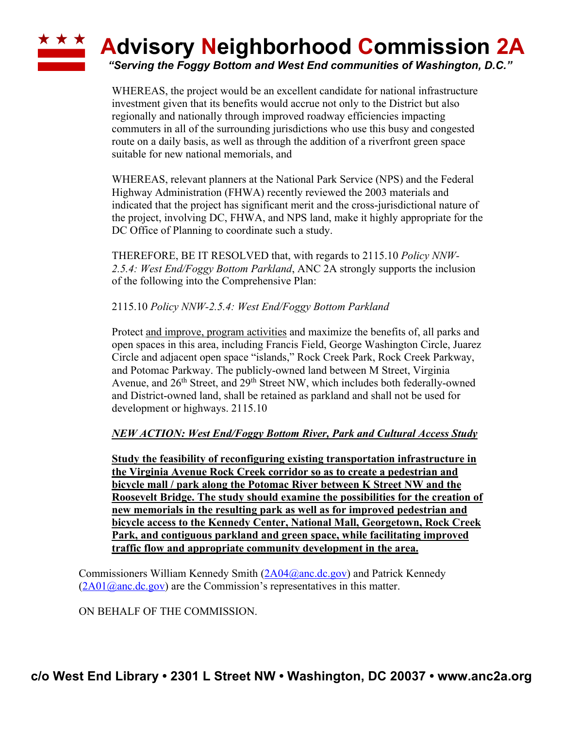WHEREAS, the project would be an excellent candidate for national infrastructure investment given that its benefits would accrue not only to the District but also regionally and nationally through improved roadway efficiencies impacting commuters in all of the surrounding jurisdictions who use this busy and congested route on a daily basis, as well as through the addition of a riverfront green space suitable for new national memorials, and

WHEREAS, relevant planners at the National Park Service (NPS) and the Federal Highway Administration (FHWA) recently reviewed the 2003 materials and indicated that the project has significant merit and the cross-jurisdictional nature of the project, involving DC, FHWA, and NPS land, make it highly appropriate for the DC Office of Planning to coordinate such a study.

THEREFORE, BE IT RESOLVED that, with regards to 2115.10 *Policy NNW-2.5.4: West End/Foggy Bottom Parkland*, ANC 2A strongly supports the inclusion of the following into the Comprehensive Plan:

2115.10 *Policy NNW-2.5.4: West End/Foggy Bottom Parkland*

Protect <u>and improve, program activities</u> and maximize the benefits of, all parks and open spaces in this area, including Francis Field, George Washington Circle, Juarez Circle and adjacent open space "islands," Rock Creek Park, Rock Creek Parkway, and Potomac Parkway. The publicly-owned land between M Street, Virginia Avenue, and 26th Street, and 29th Street NW, which includes both federally-owned and District-owned land, shall be retained as parkland and shall not be used for development or highways. 2115.10

<u>***NEW ACTION: West End/Foggy Bottom River, Park and Cultural Access Study***</u>

<u>**Study the feasibility of reconfiguring existing transportation infrastructure in the Virginia Avenue Rock Creek corridor so as to create a pedestrian and bicycle mall / park along the Potomac River between K Street NW and the Roosevelt Bridge. The study should examine the possibilities for the creation of new memorials in the resulting park as well as for improved pedestrian and bicycle access to the Kennedy Center, National Mall, Georgetown, Rock Creek Park, and contiguous parkland and green space, while facilitating improved traffic flow and appropriate community development in the area.**</u>

Commissioners William Kennedy Smith (2A04@anc.dc.gov) and Patrick Kennedy (2A01@anc.dc.gov) are the Commission's representatives in this matter.

ON BEHALF OF THE COMMISSION.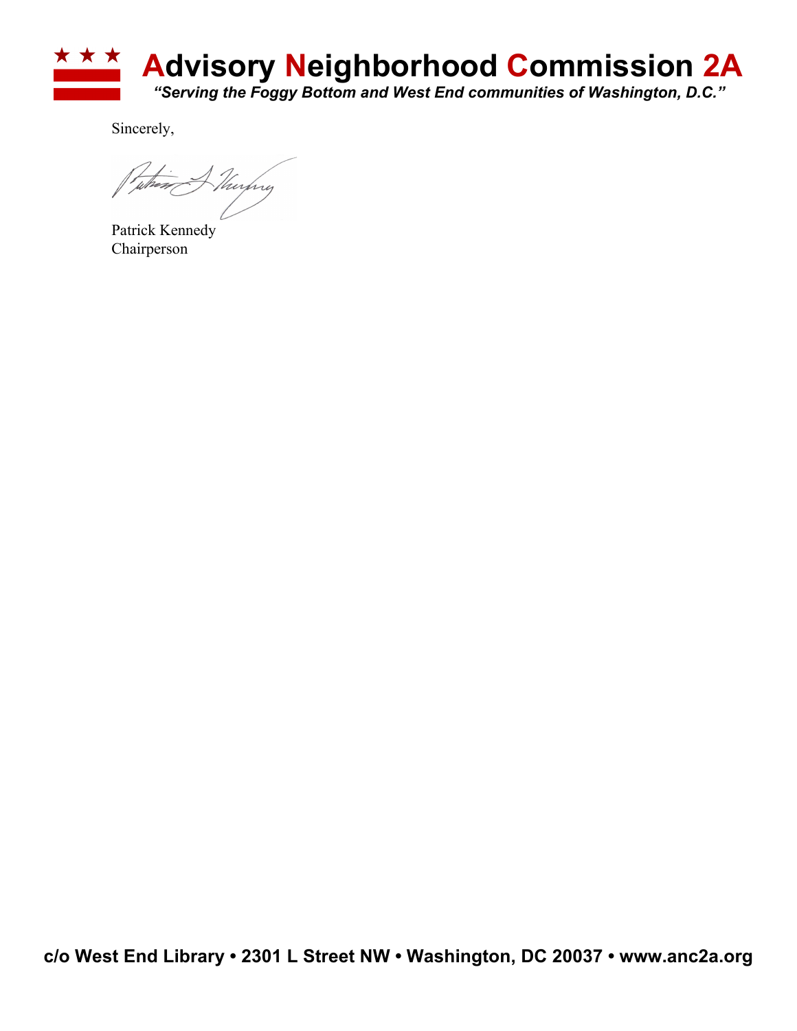Sincerely,

Patrick Kennedy
Chairperson